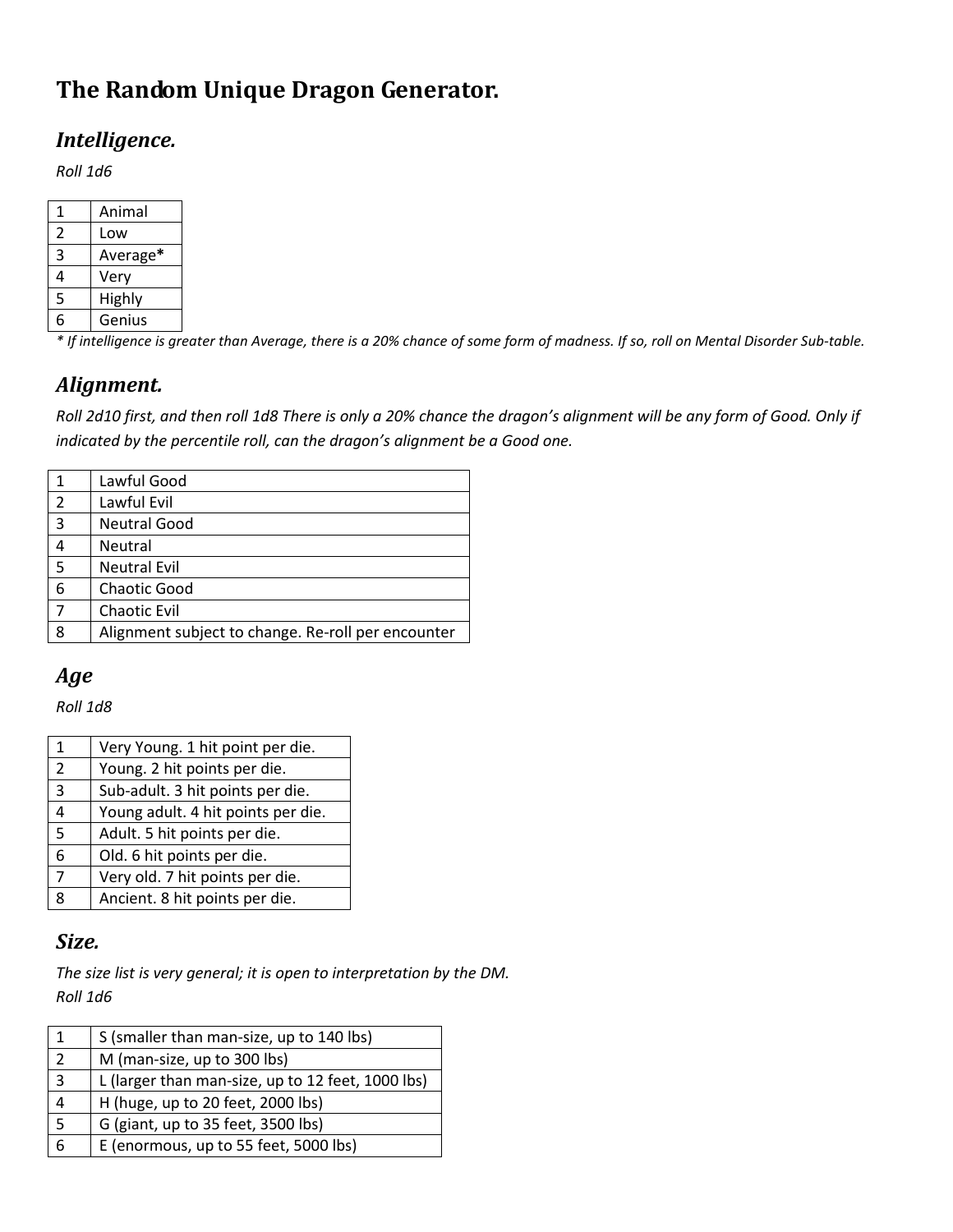# The Random Unique Dragon Generator.

## *Intelligence.*

*Roll 1d6*

| | |
|---|---|
| 1 | Animal |
| 2 | Low |
| 3 | Average**\*** |
| 4 | Very |
| 5 | Highly |
| 6 | Genius |

*\* If intelligence is greater than Average, there is a 20% chance of some form of madness. If so, roll on Mental Disorder Sub-table.*

## *Alignment.*

*Roll 2d10 first, and then roll 1d8 There is only a 20% chance the dragon's alignment will be any form of Good. Only if indicated by the percentile roll, can the dragon's alignment be a Good one.*

| | |
|---|---|
| 1 | Lawful Good |
| 2 | Lawful Evil |
| 3 | Neutral Good |
| 4 | Neutral |
| 5 | Neutral Evil |
| 6 | Chaotic Good |
| 7 | Chaotic Evil |
| 8 | Alignment subject to change. Re-roll per encounter |

## *Age*

*Roll 1d8*

| | |
|---|---|
| 1 | Very Young. 1 hit point per die. |
| 2 | Young. 2 hit points per die. |
| 3 | Sub-adult. 3 hit points per die. |
| 4 | Young adult. 4 hit points per die. |
| 5 | Adult. 5 hit points per die. |
| 6 | Old. 6 hit points per die. |
| 7 | Very old. 7 hit points per die. |
| 8 | Ancient. 8 hit points per die. |

## *Size.*

*The size list is very general; it is open to interpretation by the DM.*
*Roll 1d6*

| | |
|---|---|
| 1 | S (smaller than man-size, up to 140 lbs) |
| 2 | M (man-size, up to 300 lbs) |
| 3 | L (larger than man-size, up to 12 feet, 1000 lbs) |
| 4 | H (huge, up to 20 feet, 2000 lbs) |
| 5 | G (giant, up to 35 feet, 3500 lbs) |
| 6 | E (enormous, up to 55 feet, 5000 lbs) |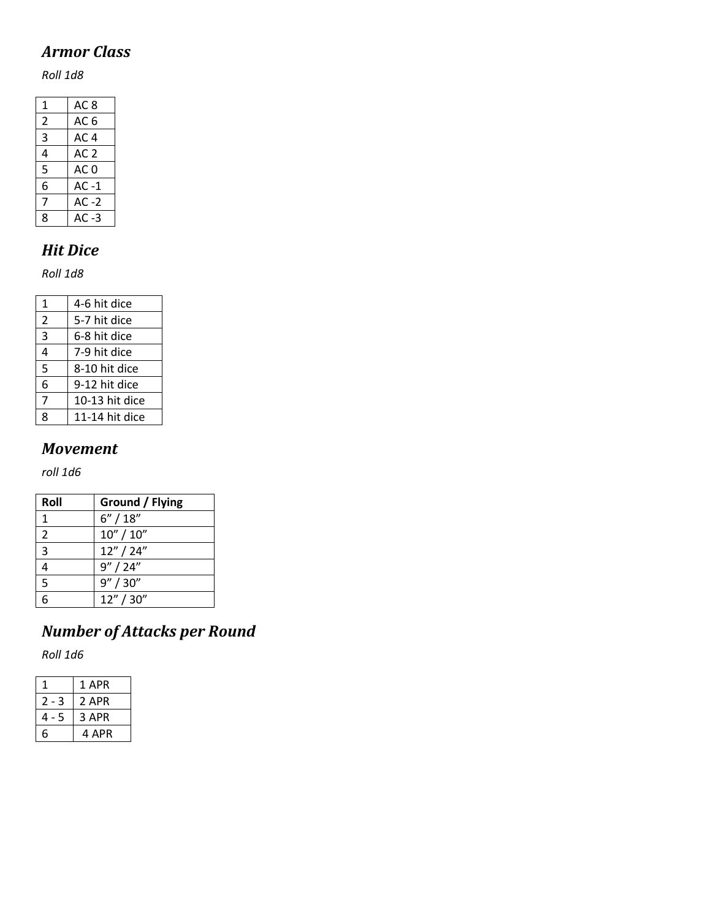## *Armor Class*

*Roll 1d8*

| | |
|---|---|
| 1 | AC 8 |
| 2 | AC 6 |
| 3 | AC 4 |
| 4 | AC 2 |
| 5 | AC 0 |
| 6 | AC -1 |
| 7 | AC -2 |
| 8 | AC -3 |

## *Hit Dice*

*Roll 1d8*

| | |
|---|---|
| 1 | 4-6 hit dice |
| 2 | 5-7 hit dice |
| 3 | 6-8 hit dice |
| 4 | 7-9 hit dice |
| 5 | 8-10 hit dice |
| 6 | 9-12 hit dice |
| 7 | 10-13 hit dice |
| 8 | 11-14 hit dice |

## *Movement*

*roll 1d6*

| Roll | Ground / Flying |
|---|---|
| 1 | 6" / 18" |
| 2 | 10" / 10" |
| 3 | 12" / 24" |
| 4 | 9" / 24" |
| 5 | 9" / 30" |
| 6 | 12" / 30" |

## *Number of Attacks per Round*

*Roll 1d6*

| | |
|---|---|
| 1 | 1 APR |
| 2 - 3 | 2 APR |
| 4 - 5 | 3 APR |
| 6 | 4 APR |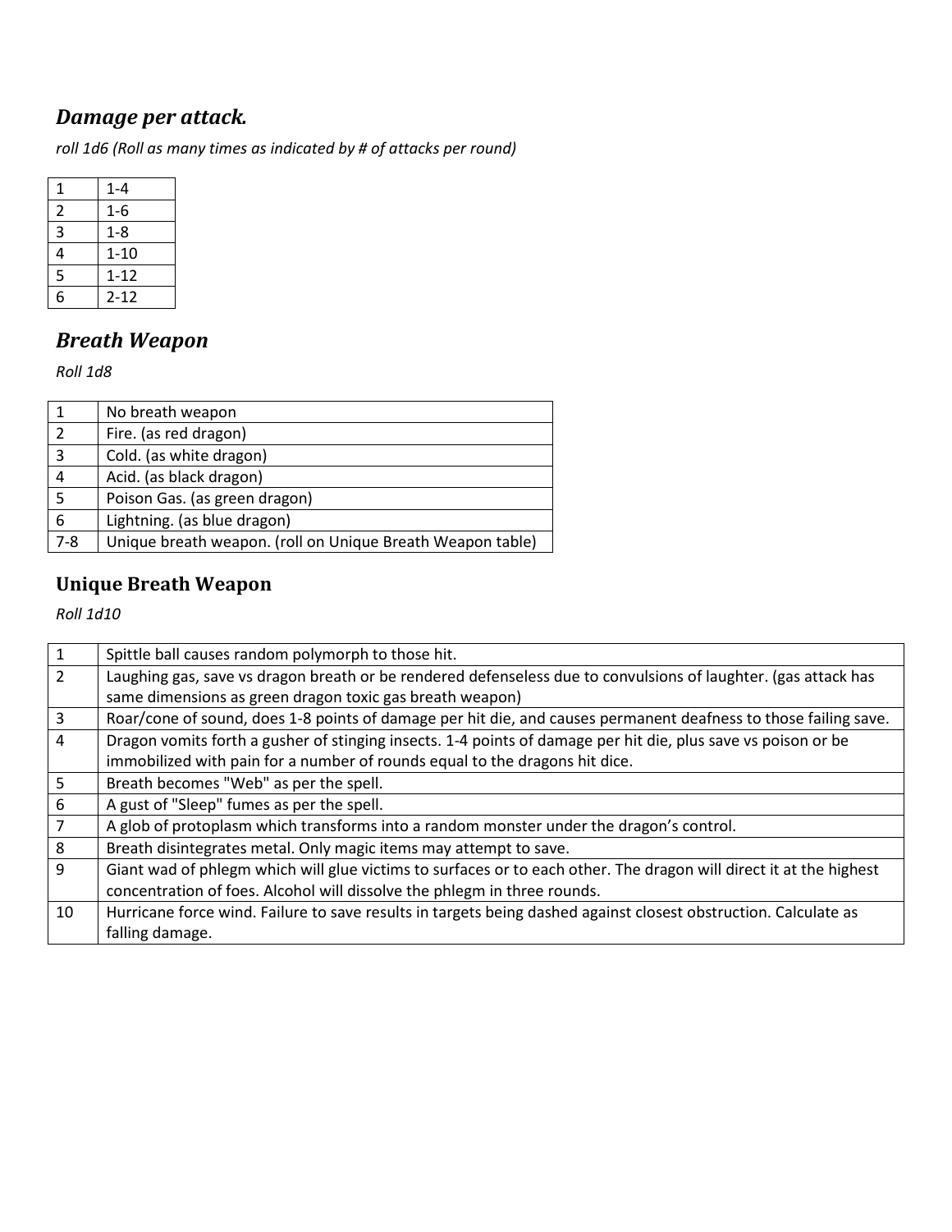## *Damage per attack.*

*roll 1d6 (Roll as many times as indicated by # of attacks per round)*

| | |
|---|---|
| 1 | 1-4 |
| 2 | 1-6 |
| 3 | 1-8 |
| 4 | 1-10 |
| 5 | 1-12 |
| 6 | 2-12 |

## *Breath Weapon*

*Roll 1d8*

| | |
|---|---|
| 1 | No breath weapon |
| 2 | Fire. (as red dragon) |
| 3 | Cold. (as white dragon) |
| 4 | Acid. (as black dragon) |
| 5 | Poison Gas. (as green dragon) |
| 6 | Lightning. (as blue dragon) |
| 7-8 | Unique breath weapon. (roll on Unique Breath Weapon table) |

## Unique Breath Weapon

*Roll 1d10*

| | |
|---|---|
| 1 | Spittle ball causes random polymorph to those hit. |
| 2 | Laughing gas, save vs dragon breath or be rendered defenseless due to convulsions of laughter. (gas attack has same dimensions as green dragon toxic gas breath weapon) |
| 3 | Roar/cone of sound, does 1-8 points of damage per hit die, and causes permanent deafness to those failing save. |
| 4 | Dragon vomits forth a gusher of stinging insects. 1-4 points of damage per hit die, plus save vs poison or be immobilized with pain for a number of rounds equal to the dragons hit dice. |
| 5 | Breath becomes "Web" as per the spell. |
| 6 | A gust of "Sleep" fumes as per the spell. |
| 7 | A glob of protoplasm which transforms into a random monster under the dragon's control. |
| 8 | Breath disintegrates metal. Only magic items may attempt to save. |
| 9 | Giant wad of phlegm which will glue victims to surfaces or to each other. The dragon will direct it at the highest concentration of foes. Alcohol will dissolve the phlegm in three rounds. |
| 10 | Hurricane force wind. Failure to save results in targets being dashed against closest obstruction. Calculate as falling damage. |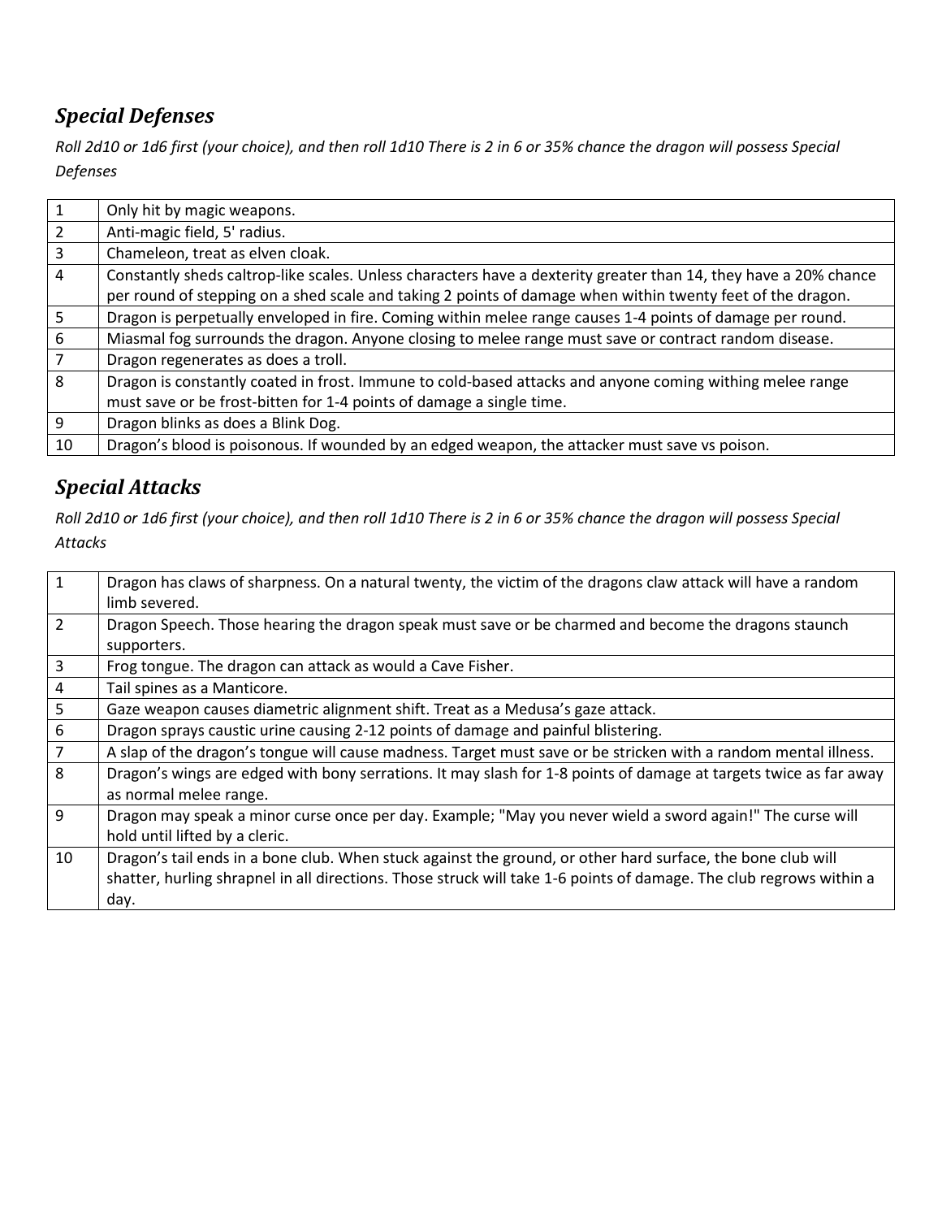## *Special Defenses*

*Roll 2d10 or 1d6 first (your choice), and then roll 1d10 There is 2 in 6 or 35% chance the dragon will possess Special Defenses*

| | |
|---|---|
| 1 | Only hit by magic weapons. |
| 2 | Anti-magic field, 5' radius. |
| 3 | Chameleon, treat as elven cloak. |
| 4 | Constantly sheds caltrop-like scales. Unless characters have a dexterity greater than 14, they have a 20% chance per round of stepping on a shed scale and taking 2 points of damage when within twenty feet of the dragon. |
| 5 | Dragon is perpetually enveloped in fire. Coming within melee range causes 1-4 points of damage per round. |
| 6 | Miasmal fog surrounds the dragon. Anyone closing to melee range must save or contract random disease. |
| 7 | Dragon regenerates as does a troll. |
| 8 | Dragon is constantly coated in frost. Immune to cold-based attacks and anyone coming withing melee range must save or be frost-bitten for 1-4 points of damage a single time. |
| 9 | Dragon blinks as does a Blink Dog. |
| 10 | Dragon's blood is poisonous. If wounded by an edged weapon, the attacker must save vs poison. |

## *Special Attacks*

*Roll 2d10 or 1d6 first (your choice), and then roll 1d10 There is 2 in 6 or 35% chance the dragon will possess Special Attacks*

| | |
|---|---|
| 1 | Dragon has claws of sharpness. On a natural twenty, the victim of the dragons claw attack will have a random limb severed. |
| 2 | Dragon Speech. Those hearing the dragon speak must save or be charmed and become the dragons staunch supporters. |
| 3 | Frog tongue. The dragon can attack as would a Cave Fisher. |
| 4 | Tail spines as a Manticore. |
| 5 | Gaze weapon causes diametric alignment shift. Treat as a Medusa's gaze attack. |
| 6 | Dragon sprays caustic urine causing 2-12 points of damage and painful blistering. |
| 7 | A slap of the dragon's tongue will cause madness. Target must save or be stricken with a random mental illness. |
| 8 | Dragon's wings are edged with bony serrations. It may slash for 1-8 points of damage at targets twice as far away as normal melee range. |
| 9 | Dragon may speak a minor curse once per day. Example; "May you never wield a sword again!" The curse will hold until lifted by a cleric. |
| 10 | Dragon's tail ends in a bone club. When stuck against the ground, or other hard surface, the bone club will shatter, hurling shrapnel in all directions. Those struck will take 1-6 points of damage. The club regrows within a day. |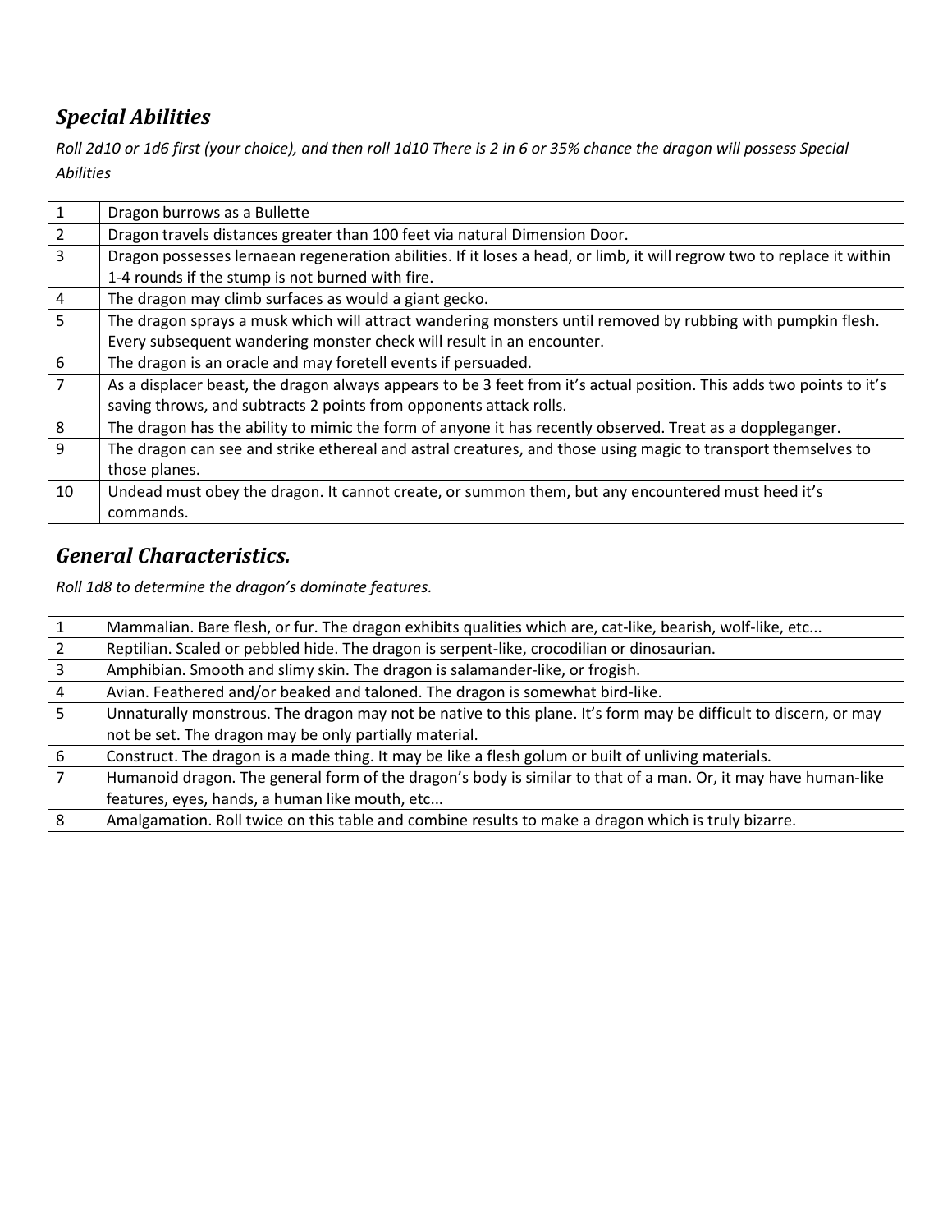## *Special Abilities*

*Roll 2d10 or 1d6 first (your choice), and then roll 1d10 There is 2 in 6 or 35% chance the dragon will possess Special Abilities*

| | |
|---|---|
| 1 | Dragon burrows as a Bullette |
| 2 | Dragon travels distances greater than 100 feet via natural Dimension Door. |
| 3 | Dragon possesses lernaean regeneration abilities. If it loses a head, or limb, it will regrow two to replace it within 1-4 rounds if the stump is not burned with fire. |
| 4 | The dragon may climb surfaces as would a giant gecko. |
| 5 | The dragon sprays a musk which will attract wandering monsters until removed by rubbing with pumpkin flesh. Every subsequent wandering monster check will result in an encounter. |
| 6 | The dragon is an oracle and may foretell events if persuaded. |
| 7 | As a displacer beast, the dragon always appears to be 3 feet from it's actual position. This adds two points to it's saving throws, and subtracts 2 points from opponents attack rolls. |
| 8 | The dragon has the ability to mimic the form of anyone it has recently observed. Treat as a doppleganger. |
| 9 | The dragon can see and strike ethereal and astral creatures, and those using magic to transport themselves to those planes. |
| 10 | Undead must obey the dragon. It cannot create, or summon them, but any encountered must heed it's commands. |

## *General Characteristics.*

*Roll 1d8 to determine the dragon's dominate features.*

| | |
|---|---|
| 1 | Mammalian. Bare flesh, or fur. The dragon exhibits qualities which are, cat-like, bearish, wolf-like, etc... |
| 2 | Reptilian. Scaled or pebbled hide. The dragon is serpent-like, crocodilian or dinosaurian. |
| 3 | Amphibian. Smooth and slimy skin. The dragon is salamander-like, or frogish. |
| 4 | Avian. Feathered and/or beaked and taloned. The dragon is somewhat bird-like. |
| 5 | Unnaturally monstrous. The dragon may not be native to this plane. It's form may be difficult to discern, or may not be set. The dragon may be only partially material. |
| 6 | Construct. The dragon is a made thing. It may be like a flesh golum or built of unliving materials. |
| 7 | Humanoid dragon. The general form of the dragon's body is similar to that of a man. Or, it may have human-like features, eyes, hands, a human like mouth, etc... |
| 8 | Amalgamation. Roll twice on this table and combine results to make a dragon which is truly bizarre. |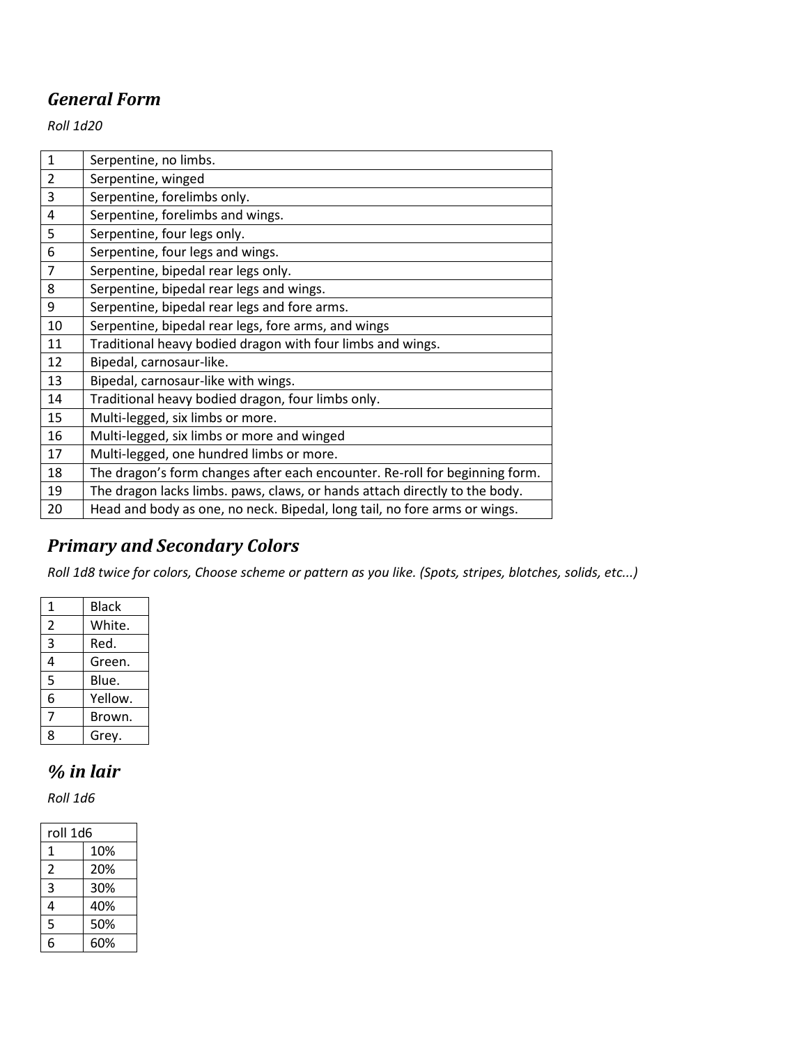## *General Form*

*Roll 1d20*

| | |
|---|---|
| 1 | Serpentine, no limbs. |
| 2 | Serpentine, winged |
| 3 | Serpentine, forelimbs only. |
| 4 | Serpentine, forelimbs and wings. |
| 5 | Serpentine, four legs only. |
| 6 | Serpentine, four legs and wings. |
| 7 | Serpentine, bipedal rear legs only. |
| 8 | Serpentine, bipedal rear legs and wings. |
| 9 | Serpentine, bipedal rear legs and fore arms. |
| 10 | Serpentine, bipedal rear legs, fore arms, and wings |
| 11 | Traditional heavy bodied dragon with four limbs and wings. |
| 12 | Bipedal, carnosaur-like. |
| 13 | Bipedal, carnosaur-like with wings. |
| 14 | Traditional heavy bodied dragon, four limbs only. |
| 15 | Multi-legged, six limbs or more. |
| 16 | Multi-legged, six limbs or more and winged |
| 17 | Multi-legged, one hundred limbs or more. |
| 18 | The dragon's form changes after each encounter. Re-roll for beginning form. |
| 19 | The dragon lacks limbs. paws, claws, or hands attach directly to the body. |
| 20 | Head and body as one, no neck. Bipedal, long tail, no fore arms or wings. |

## *Primary and Secondary Colors*

*Roll 1d8 twice for colors, Choose scheme or pattern as you like. (Spots, stripes, blotches, solids, etc...)*

| | |
|---|---|
| 1 | Black |
| 2 | White. |
| 3 | Red. |
| 4 | Green. |
| 5 | Blue. |
| 6 | Yellow. |
| 7 | Brown. |
| 8 | Grey. |

## *% in lair*

*Roll 1d6*

| roll 1d6 | |
|---|---|
| 1 | 10% |
| 2 | 20% |
| 3 | 30% |
| 4 | 40% |
| 5 | 50% |
| 6 | 60% |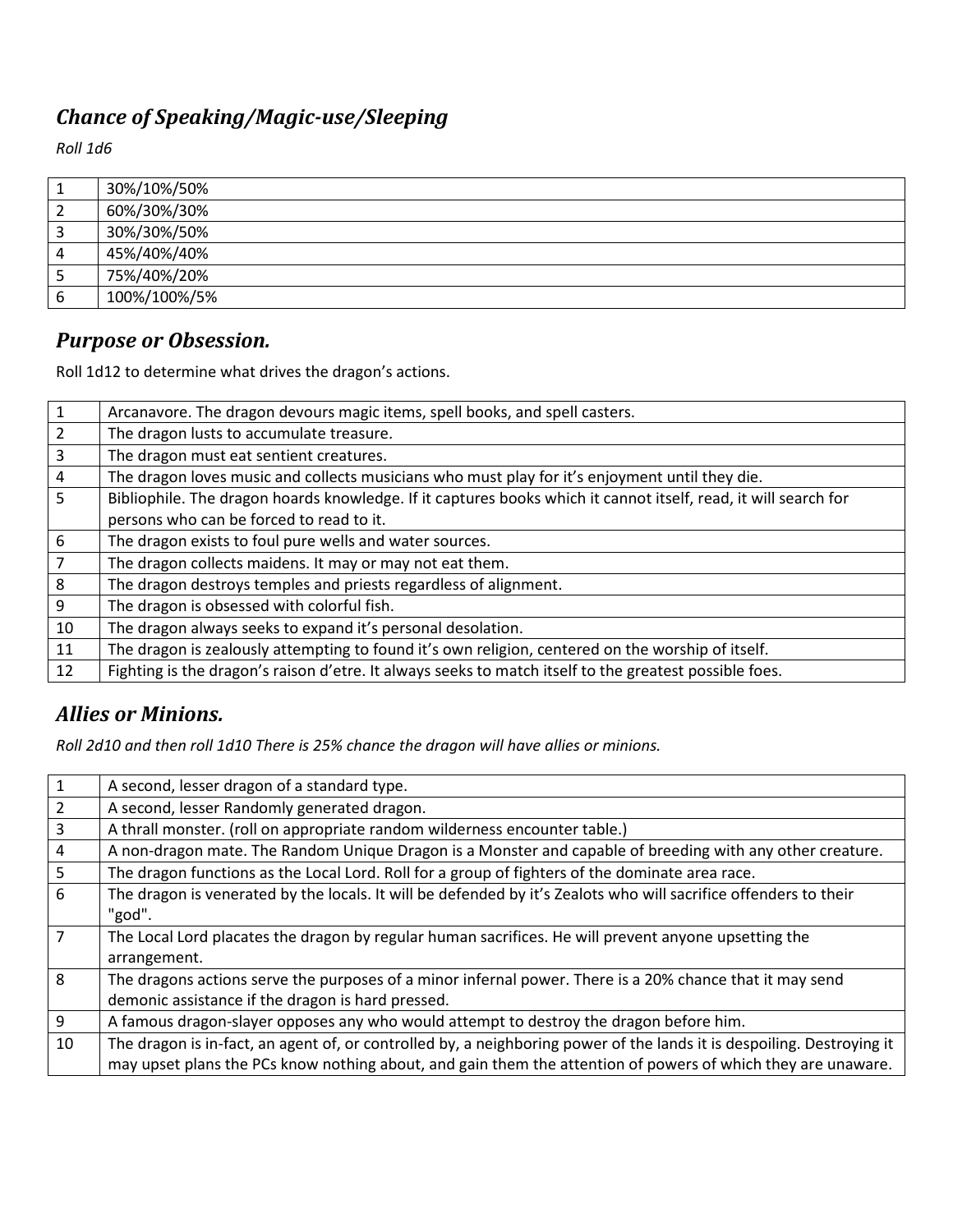## *Chance of Speaking/Magic-use/Sleeping*

*Roll 1d6*

| | |
|---|---|
| 1 | 30%/10%/50% |
| 2 | 60%/30%/30% |
| 3 | 30%/30%/50% |
| 4 | 45%/40%/40% |
| 5 | 75%/40%/20% |
| 6 | 100%/100%/5% |

## *Purpose or Obsession.*

Roll 1d12 to determine what drives the dragon's actions.

| | |
|---|---|
| 1 | Arcanavore. The dragon devours magic items, spell books, and spell casters. |
| 2 | The dragon lusts to accumulate treasure. |
| 3 | The dragon must eat sentient creatures. |
| 4 | The dragon loves music and collects musicians who must play for it's enjoyment until they die. |
| 5 | Bibliophile. The dragon hoards knowledge. If it captures books which it cannot itself, read, it will search for persons who can be forced to read to it. |
| 6 | The dragon exists to foul pure wells and water sources. |
| 7 | The dragon collects maidens. It may or may not eat them. |
| 8 | The dragon destroys temples and priests regardless of alignment. |
| 9 | The dragon is obsessed with colorful fish. |
| 10 | The dragon always seeks to expand it's personal desolation. |
| 11 | The dragon is zealously attempting to found it's own religion, centered on the worship of itself. |
| 12 | Fighting is the dragon's raison d'etre. It always seeks to match itself to the greatest possible foes. |

## *Allies or Minions.*

*Roll 2d10 and then roll 1d10 There is 25% chance the dragon will have allies or minions.*

| | |
|---|---|
| 1 | A second, lesser dragon of a standard type. |
| 2 | A second, lesser Randomly generated dragon. |
| 3 | A thrall monster. (roll on appropriate random wilderness encounter table.) |
| 4 | A non-dragon mate. The Random Unique Dragon is a Monster and capable of breeding with any other creature. |
| 5 | The dragon functions as the Local Lord. Roll for a group of fighters of the dominate area race. |
| 6 | The dragon is venerated by the locals. It will be defended by it's Zealots who will sacrifice offenders to their "god". |
| 7 | The Local Lord placates the dragon by regular human sacrifices. He will prevent anyone upsetting the arrangement. |
| 8 | The dragons actions serve the purposes of a minor infernal power. There is a 20% chance that it may send demonic assistance if the dragon is hard pressed. |
| 9 | A famous dragon-slayer opposes any who would attempt to destroy the dragon before him. |
| 10 | The dragon is in-fact, an agent of, or controlled by, a neighboring power of the lands it is despoiling. Destroying it may upset plans the PCs know nothing about, and gain them the attention of powers of which they are unaware. |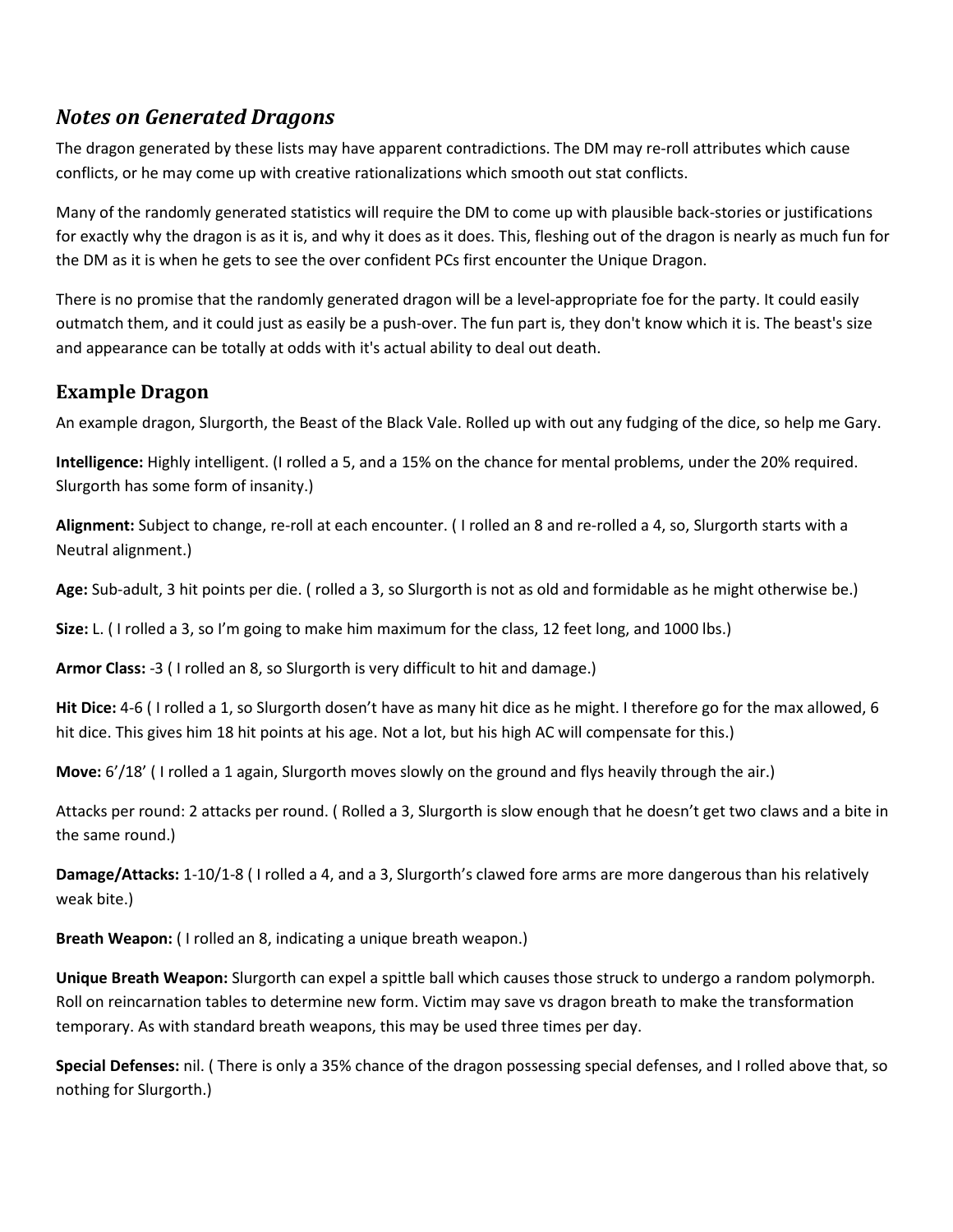## *Notes on Generated Dragons*

The dragon generated by these lists may have apparent contradictions. The DM may re-roll attributes which cause conflicts, or he may come up with creative rationalizations which smooth out stat conflicts.

Many of the randomly generated statistics will require the DM to come up with plausible back-stories or justifications for exactly why the dragon is as it is, and why it does as it does. This, fleshing out of the dragon is nearly as much fun for the DM as it is when he gets to see the over confident PCs first encounter the Unique Dragon.

There is no promise that the randomly generated dragon will be a level-appropriate foe for the party. It could easily outmatch them, and it could just as easily be a push-over. The fun part is, they don't know which it is. The beast's size and appearance can be totally at odds with it's actual ability to deal out death.

## Example Dragon

An example dragon, Slurgorth, the Beast of the Black Vale. Rolled up with out any fudging of the dice, so help me Gary.

**Intelligence:** Highly intelligent. (I rolled a 5, and a 15% on the chance for mental problems, under the 20% required. Slurgorth has some form of insanity.)

**Alignment:** Subject to change, re-roll at each encounter. ( I rolled an 8 and re-rolled a 4, so, Slurgorth starts with a Neutral alignment.)

**Age:** Sub-adult, 3 hit points per die. ( rolled a 3, so Slurgorth is not as old and formidable as he might otherwise be.)

**Size:** L. ( I rolled a 3, so I'm going to make him maximum for the class, 12 feet long, and 1000 lbs.)

**Armor Class:** -3 ( I rolled an 8, so Slurgorth is very difficult to hit and damage.)

**Hit Dice:** 4-6 ( I rolled a 1, so Slurgorth dosen't have as many hit dice as he might. I therefore go for the max allowed, 6 hit dice. This gives him 18 hit points at his age. Not a lot, but his high AC will compensate for this.)

**Move:** 6'/18' ( I rolled a 1 again, Slurgorth moves slowly on the ground and flys heavily through the air.)

Attacks per round: 2 attacks per round. ( Rolled a 3, Slurgorth is slow enough that he doesn't get two claws and a bite in the same round.)

**Damage/Attacks:** 1-10/1-8 ( I rolled a 4, and a 3, Slurgorth's clawed fore arms are more dangerous than his relatively weak bite.)

**Breath Weapon:** ( I rolled an 8, indicating a unique breath weapon.)

**Unique Breath Weapon:** Slurgorth can expel a spittle ball which causes those struck to undergo a random polymorph. Roll on reincarnation tables to determine new form. Victim may save vs dragon breath to make the transformation temporary. As with standard breath weapons, this may be used three times per day.

**Special Defenses:** nil. ( There is only a 35% chance of the dragon possessing special defenses, and I rolled above that, so nothing for Slurgorth.)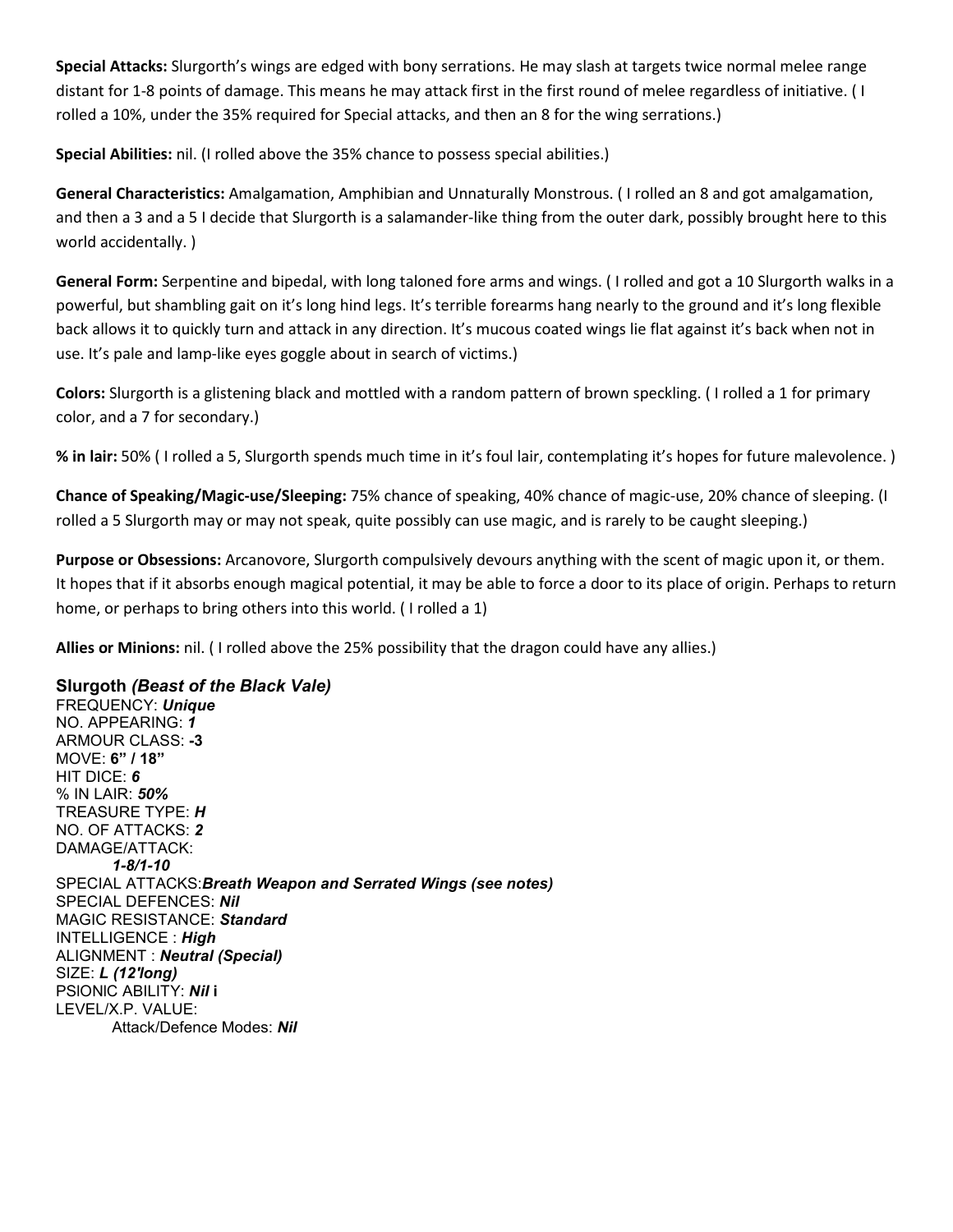**Special Attacks:** Slurgorth's wings are edged with bony serrations. He may slash at targets twice normal melee range distant for 1-8 points of damage. This means he may attack first in the first round of melee regardless of initiative. ( I rolled a 10%, under the 35% required for Special attacks, and then an 8 for the wing serrations.)

**Special Abilities:** nil. (I rolled above the 35% chance to possess special abilities.)

**General Characteristics:** Amalgamation, Amphibian and Unnaturally Monstrous. ( I rolled an 8 and got amalgamation, and then a 3 and a 5 I decide that Slurgorth is a salamander-like thing from the outer dark, possibly brought here to this world accidentally. )

**General Form:** Serpentine and bipedal, with long taloned fore arms and wings. ( I rolled and got a 10 Slurgorth walks in a powerful, but shambling gait on it's long hind legs. It's terrible forearms hang nearly to the ground and it's long flexible back allows it to quickly turn and attack in any direction. It's mucous coated wings lie flat against it's back when not in use. It's pale and lamp-like eyes goggle about in search of victims.)

**Colors:** Slurgorth is a glistening black and mottled with a random pattern of brown speckling. ( I rolled a 1 for primary color, and a 7 for secondary.)

**% in lair:** 50% ( I rolled a 5, Slurgorth spends much time in it's foul lair, contemplating it's hopes for future malevolence. )

**Chance of Speaking/Magic-use/Sleeping:** 75% chance of speaking, 40% chance of magic-use, 20% chance of sleeping. (I rolled a 5 Slurgorth may or may not speak, quite possibly can use magic, and is rarely to be caught sleeping.)

**Purpose or Obsessions:** Arcanovore, Slurgorth compulsively devours anything with the scent of magic upon it, or them. It hopes that if it absorbs enough magical potential, it may be able to force a door to its place of origin. Perhaps to return home, or perhaps to bring others into this world. ( I rolled a 1)

**Allies or Minions:** nil. ( I rolled above the 25% possibility that the dragon could have any allies.)

### Slurgoth *(Beast of the Black Vale)*

FREQUENCY: ***Unique***
NO. APPEARING: ***1***
ARMOUR CLASS: **-3**
MOVE: **6" / 18"**
HIT DICE: ***6***
% IN LAIR: ***50%***
TREASURE TYPE: ***H***
NO. OF ATTACKS: ***2***
DAMAGE/ATTACK:
***1-8/1-10***
SPECIAL ATTACKS:***Breath Weapon and Serrated Wings (see notes)***
SPECIAL DEFENCES: ***Nil***
MAGIC RESISTANCE: ***Standard***
INTELLIGENCE : ***High***
ALIGNMENT : ***Neutral (Special)***
SIZE: ***L (12'long)***
PSIONIC ABILITY: ***Nil* i**
LEVEL/X.P. VALUE:
Attack/Defence Modes: ***Nil***